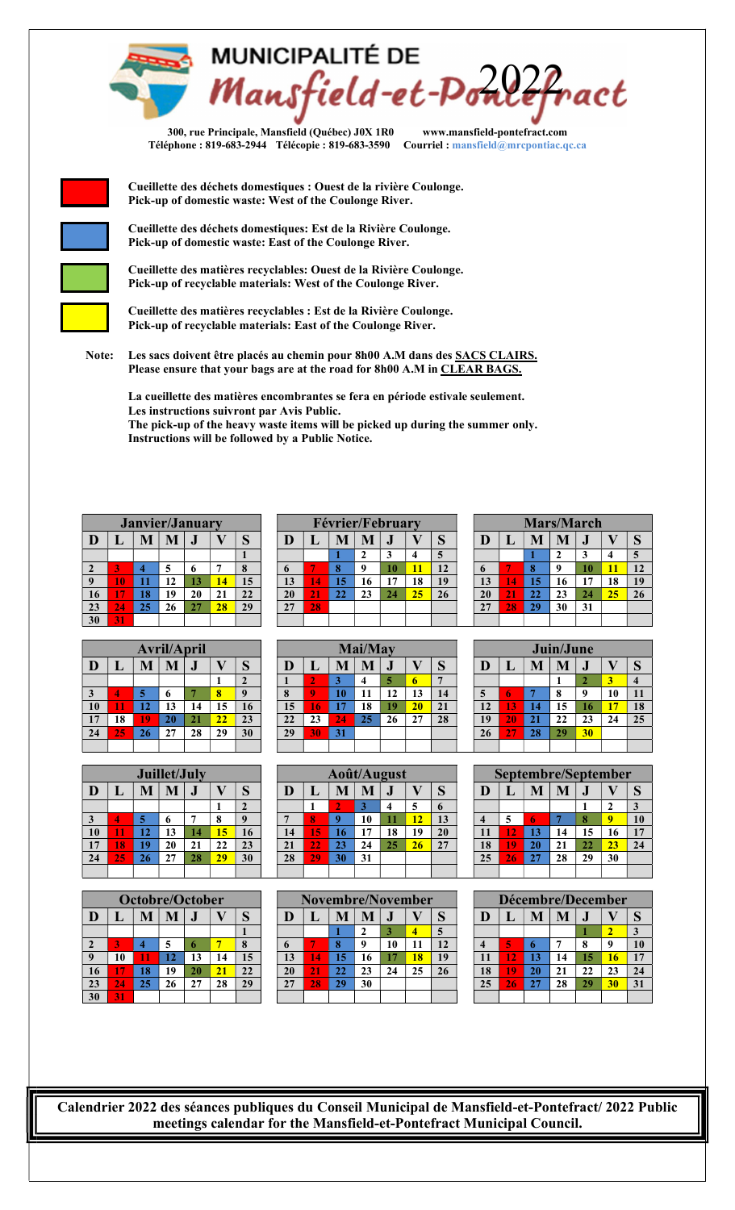# MUNICIPALITÉ DE Mansfield-et-Pontefract 2022

**300, rue Principale, Mansfield (Québec) J0X 1R0** **www.mansfield-pontefract.com**
**Téléphone : 819-683-2944 Télécopie : 819-683-3590 Courriel : mansfield@mrcpontiac.qc.ca**

- (Rouge/Red) **Cueillette des déchets domestiques : Ouest de la rivière Coulonge.**
  **Pick-up of domestic waste: West of the Coulonge River.**
- (Bleu/Blue) **Cueillette des déchets domestiques: Est de la Rivière Coulonge.**
  **Pick-up of domestic waste: East of the Coulonge River.**
- (Vert/Green) **Cueillette des matières recyclables: Ouest de la Rivière Coulonge.**
  **Pick-up of recyclable materials: West of the Coulonge River.**
- (Jaune/Yellow) **Cueillette des matières recyclables : Est de la Rivière Coulonge.**
  **Pick-up of recyclable materials: East of the Coulonge River.**

**Note: Les sacs doivent être placés au chemin pour 8h00 A.M dans des SACS CLAIRS.**
**Please ensure that your bags are at the road for 8h00 A.M in CLEAR BAGS.**

**La cueillette des matières encombrantes se fera en période estivale seulement.**
**Les instructions suivront par Avis Public.**
**The pick-up of the heavy waste items will be picked up during the summer only.**
**Instructions will be followed by a Public Notice.**

### Janvier/January

| D | L | M | M | J | V | S |
|---|---|---|---|---|---|---|
| | | | | | | 1 |
| 2 | 3 | 4 | 5 | 6 | 7 | 8 |
| 9 | 10 | 11 | 12 | 13 | 14 | 15 |
| 16 | 17 | 18 | 19 | 20 | 21 | 22 |
| 23 | 24 | 25 | 26 | 27 | 28 | 29 |
| 30 | 31 | | | | | |

### Février/February

| D | L | M | M | J | V | S |
|---|---|---|---|---|---|---|
| | | 1 | 2 | 3 | 4 | 5 |
| 6 | 7 | 8 | 9 | 10 | 11 | 12 |
| 13 | 14 | 15 | 16 | 17 | 18 | 19 |
| 20 | 21 | 22 | 23 | 24 | 25 | 26 |
| 27 | 28 | | | | | |

### Mars/March

| D | L | M | M | J | V | S |
|---|---|---|---|---|---|---|
| | | 1 | 2 | 3 | 4 | 5 |
| 6 | 7 | 8 | 9 | 10 | 11 | 12 |
| 13 | 14 | 15 | 16 | 17 | 18 | 19 |
| 20 | 21 | 22 | 23 | 24 | 25 | 26 |
| 27 | 28 | 29 | 30 | 31 | | |

### Avril/April

| D | L | M | M | J | V | S |
|---|---|---|---|---|---|---|
| | | | | | 1 | 2 |
| 3 | 4 | 5 | 6 | 7 | 8 | 9 |
| 10 | 11 | 12 | 13 | 14 | 15 | 16 |
| 17 | 18 | 19 | 20 | 21 | 22 | 23 |
| 24 | 25 | 26 | 27 | 28 | 29 | 30 |

### Mai/May

| D | L | M | M | J | V | S |
|---|---|---|---|---|---|---|
| 1 | 2 | 3 | 4 | 5 | 6 | 7 |
| 8 | 9 | 10 | 11 | 12 | 13 | 14 |
| 15 | 16 | 17 | 18 | 19 | 20 | 21 |
| 22 | 23 | 24 | 25 | 26 | 27 | 28 |
| 29 | 30 | 31 | | | | |

### Juin/June

| D | L | M | M | J | V | S |
|---|---|---|---|---|---|---|
| | | | 1 | 2 | 3 | 4 |
| 5 | 6 | 7 | 8 | 9 | 10 | 11 |
| 12 | 13 | 14 | 15 | 16 | 17 | 18 |
| 19 | 20 | 21 | 22 | 23 | 24 | 25 |
| 26 | 27 | 28 | 29 | 30 | | |

### Juillet/July

| D | L | M | M | J | V | S |
|---|---|---|---|---|---|---|
| | | | | | 1 | 2 |
| 3 | 4 | 5 | 6 | 7 | 8 | 9 |
| 10 | 11 | 12 | 13 | 14 | 15 | 16 |
| 17 | 18 | 19 | 20 | 21 | 22 | 23 |
| 24 | 25 | 26 | 27 | 28 | 29 | 30 |

### Août/August

| D | L | M | M | J | V | S |
|---|---|---|---|---|---|---|
| | 1 | 2 | 3 | 4 | 5 | 6 |
| 7 | 8 | 9 | 10 | 11 | 12 | 13 |
| 14 | 15 | 16 | 17 | 18 | 19 | 20 |
| 21 | 22 | 23 | 24 | 25 | 26 | 27 |
| 28 | 29 | 30 | 31 | | | |

### Septembre/September

| D | L | M | M | J | V | S |
|---|---|---|---|---|---|---|
| | | | | 1 | 2 | 3 |
| 4 | 5 | 6 | 7 | 8 | 9 | 10 |
| 11 | 12 | 13 | 14 | 15 | 16 | 17 |
| 18 | 19 | 20 | 21 | 22 | 23 | 24 |
| 25 | 26 | 27 | 28 | 29 | 30 | |

### Octobre/October

| D | L | M | M | J | V | S |
|---|---|---|---|---|---|---|
| | | | | | | 1 |
| 2 | 3 | 4 | 5 | 6 | 7 | 8 |
| 9 | 10 | 11 | 12 | 13 | 14 | 15 |
| 16 | 17 | 18 | 19 | 20 | 21 | 22 |
| 23 | 24 | 25 | 26 | 27 | 28 | 29 |
| 30 | 31 | | | | | |

### Novembre/November

| D | L | M | M | J | V | S |
|---|---|---|---|---|---|---|
| | | 1 | 2 | 3 | 4 | 5 |
| 6 | 7 | 8 | 9 | 10 | 11 | 12 |
| 13 | 14 | 15 | 16 | 17 | 18 | 19 |
| 20 | 21 | 22 | 23 | 24 | 25 | 26 |
| 27 | 28 | 29 | 30 | | | |

### Décembre/December

| D | L | M | M | J | V | S |
|---|---|---|---|---|---|---|
| | | | | 1 | 2 | 3 |
| 4 | 5 | 6 | 7 | 8 | 9 | 10 |
| 11 | 12 | 13 | 14 | 15 | 16 | 17 |
| 18 | 19 | 20 | 21 | 22 | 23 | 24 |
| 25 | 26 | 27 | 28 | 29 | 30 | 31 |

**Calendrier 2022 des séances publiques du Conseil Municipal de Mansfield-et-Pontefract/ 2022 Public meetings calendar for the Mansfield-et-Pontefract Municipal Council.**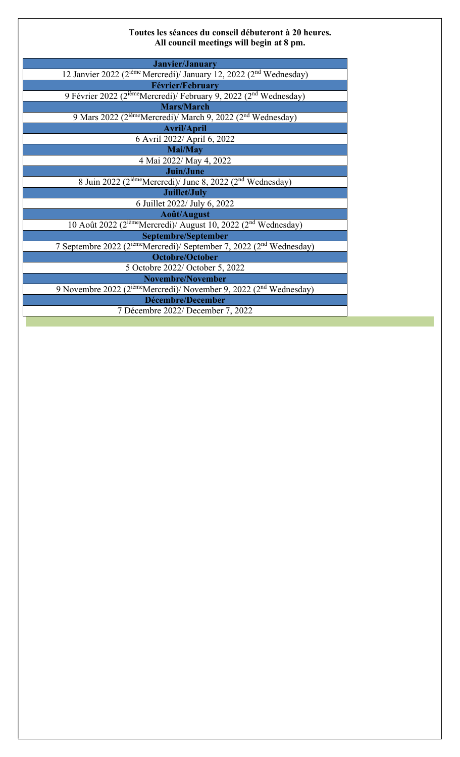**Toutes les séances du conseil débuteront à 20 heures.**
**All council meetings will begin at 8 pm.**

| Janvier/January |
| --- |
| 12 Janvier 2022 (2ième Mercredi)/ January 12, 2022 (2nd Wednesday) |
| **Février/February** |
| 9 Février 2022 (2ièmeMercredi)/ February 9, 2022 (2nd Wednesday) |
| **Mars/March** |
| 9 Mars 2022 (2ièmeMercredi)/ March 9, 2022 (2nd Wednesday) |
| **Avril/April** |
| 6 Avril 2022/ April 6, 2022 |
| **Mai/May** |
| 4 Mai 2022/ May 4, 2022 |
| **Juin/June** |
| 8 Juin 2022 (2ièmeMercredi)/ June 8, 2022 (2nd Wednesday) |
| **Juillet/July** |
| 6 Juillet 2022/ July 6, 2022 |
| **Août/August** |
| 10 Août 2022 (2ièmeMercredi)/ August 10, 2022 (2nd Wednesday) |
| **Septembre/September** |
| 7 Septembre 2022 (2ièmeMercredi)/ September 7, 2022 (2nd Wednesday) |
| **Octobre/October** |
| 5 Octobre 2022/ October 5, 2022 |
| **Novembre/November** |
| 9 Novembre 2022 (2ièmeMercredi)/ November 9, 2022 (2nd Wednesday) |
| **Décembre/December** |
| 7 Décembre 2022/ December 7, 2022 |